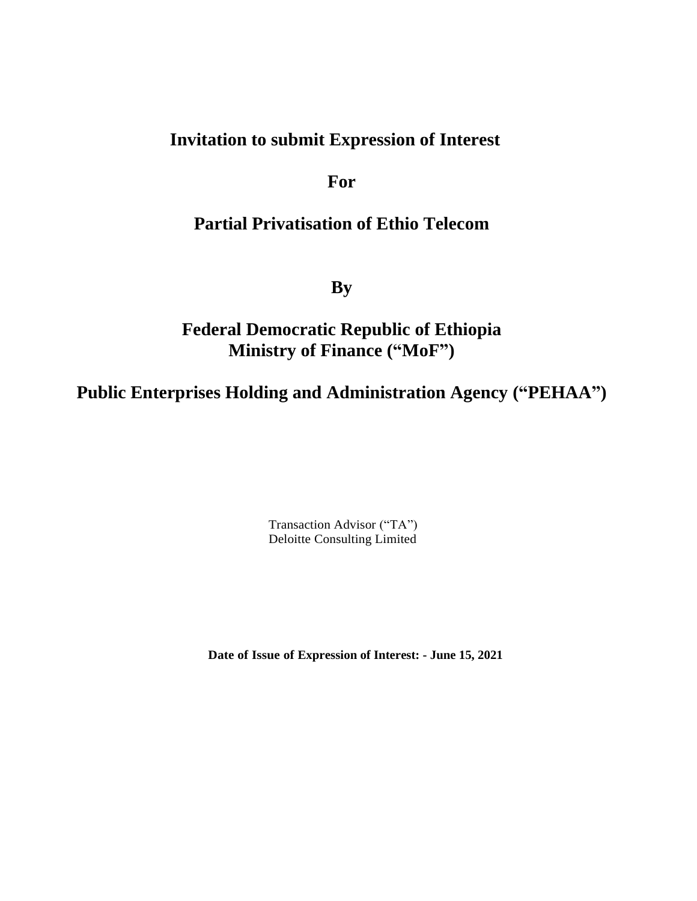# Invitation to submit Expression of Interest

**For**

# Partial Privatisation of Ethio Telecom

**By**

## Federal Democratic Republic of Ethiopia
## Ministry of Finance ("MoF")

## Public Enterprises Holding and Administration Agency ("PEHAA")

Transaction Advisor ("TA")
Deloitte Consulting Limited

**Date of Issue of Expression of Interest: - June 15, 2021**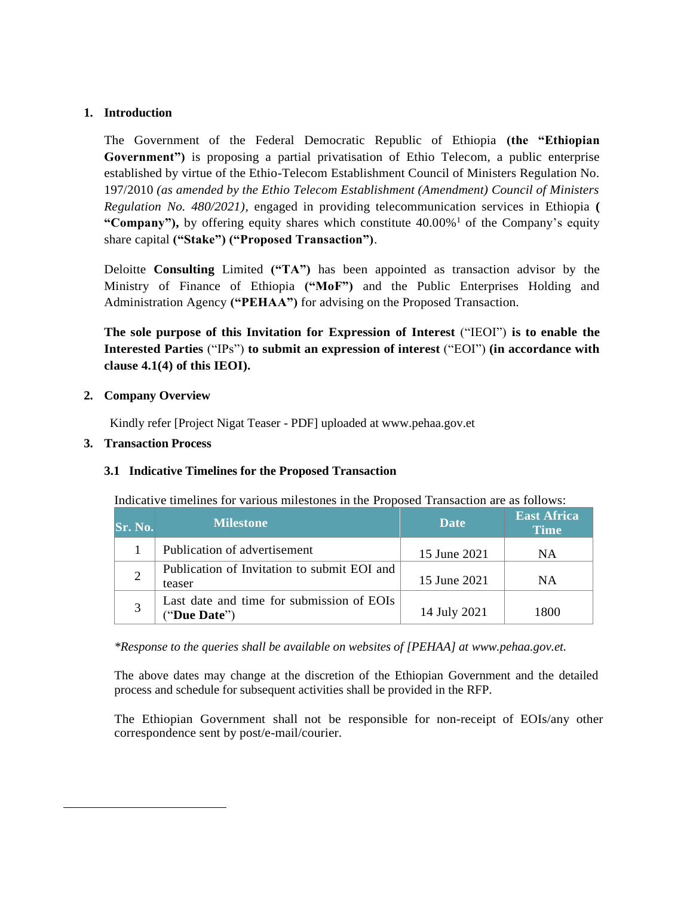## 1. Introduction

The Government of the Federal Democratic Republic of Ethiopia **(the "Ethiopian Government")** is proposing a partial privatisation of Ethio Telecom, a public enterprise established by virtue of the Ethio-Telecom Establishment Council of Ministers Regulation No. 197/2010 *(as amended by the Ethio Telecom Establishment (Amendment) Council of Ministers Regulation No. 480/2021)*, engaged in providing telecommunication services in Ethiopia **( "Company"),** by offering equity shares which constitute 40.00%[1] of the Company's equity share capital **("Stake") ("Proposed Transaction")**.

Deloitte **Consulting** Limited **("TA")** has been appointed as transaction advisor by the Ministry of Finance of Ethiopia **("MoF")** and the Public Enterprises Holding and Administration Agency **("PEHAA")** for advising on the Proposed Transaction.

**The sole purpose of this Invitation for Expression of Interest** ("IEOI") **is to enable the Interested Parties** ("IPs") **to submit an expression of interest** ("EOI") **(in accordance with clause 4.1(4) of this IEOI).**

## 2. Company Overview

Kindly refer [Project Nigat Teaser - PDF] uploaded at www.pehaa.gov.et

## 3. Transaction Process

### 3.1 Indicative Timelines for the Proposed Transaction

Indicative timelines for various milestones in the Proposed Transaction are as follows:

| Sr. No. | Milestone | Date | East Africa Time |
|---|---|---|---|
| 1 | Publication of advertisement | 15 June 2021 | NA |
| 2 | Publication of Invitation to submit EOI and teaser | 15 June 2021 | NA |
| 3 | Last date and time for submission of EOIs ("**Due Date**") | 14 July 2021 | 1800 |

*\*Response to the queries shall be available on websites of [PEHAA] at www.pehaa.gov.et.*

The above dates may change at the discretion of the Ethiopian Government and the detailed process and schedule for subsequent activities shall be provided in the RFP.

The Ethiopian Government shall not be responsible for non-receipt of EOIs/any other correspondence sent by post/e-mail/courier.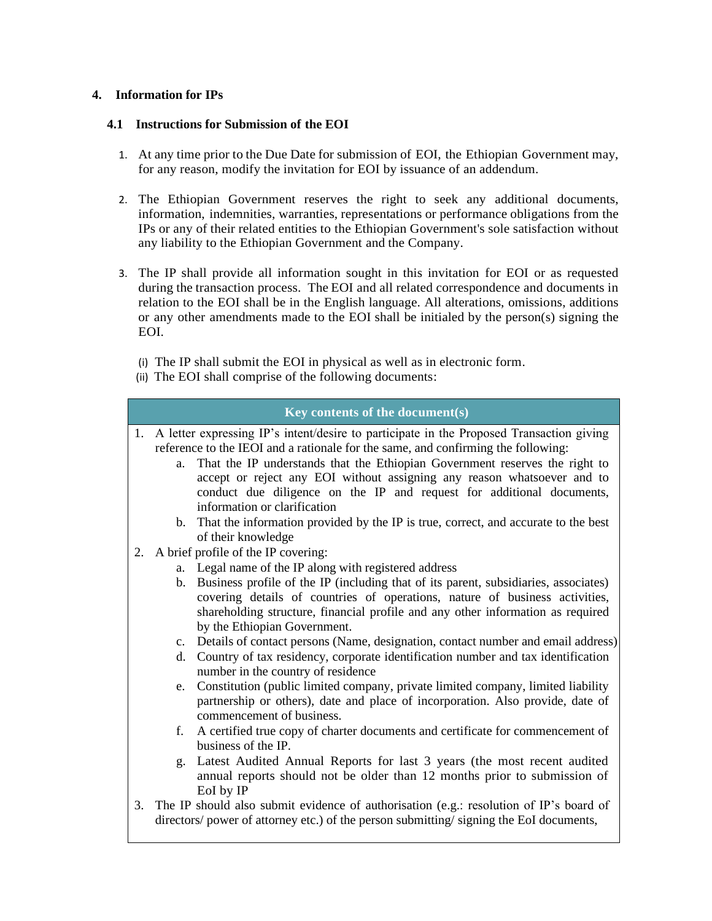## 4. Information for IPs

### 4.1 Instructions for Submission of the EOI

1. At any time prior to the Due Date for submission of EOI, the Ethiopian Government may, for any reason, modify the invitation for EOI by issuance of an addendum.

2. The Ethiopian Government reserves the right to seek any additional documents, information, indemnities, warranties, representations or performance obligations from the IPs or any of their related entities to the Ethiopian Government's sole satisfaction without any liability to the Ethiopian Government and the Company.

3. The IP shall provide all information sought in this invitation for EOI or as requested during the transaction process. The EOI and all related correspondence and documents in relation to the EOI shall be in the English language. All alterations, omissions, additions or any other amendments made to the EOI shall be initialed by the person(s) signing the EOI.

   (i) The IP shall submit the EOI in physical as well as in electronic form.
   
   (ii) The EOI shall comprise of the following documents:

| Key contents of the document(s) |
| --- |
| 1. A letter expressing IP's intent/desire to participate in the Proposed Transaction giving reference to the IEOI and a rationale for the same, and confirming the following:<br>a. That the IP understands that the Ethiopian Government reserves the right to accept or reject any EOI without assigning any reason whatsoever and to conduct due diligence on the IP and request for additional documents, information or clarification<br>b. That the information provided by the IP is true, correct, and accurate to the best of their knowledge<br>2. A brief profile of the IP covering:<br>a. Legal name of the IP along with registered address<br>b. Business profile of the IP (including that of its parent, subsidiaries, associates) covering details of countries of operations, nature of business activities, shareholding structure, financial profile and any other information as required by the Ethiopian Government.<br>c. Details of contact persons (Name, designation, contact number and email address)<br>d. Country of tax residency, corporate identification number and tax identification number in the country of residence<br>e. Constitution (public limited company, private limited company, limited liability partnership or others), date and place of incorporation. Also provide, date of commencement of business.<br>f. A certified true copy of charter documents and certificate for commencement of business of the IP.<br>g. Latest Audited Annual Reports for last 3 years (the most recent audited annual reports should not be older than 12 months prior to submission of EoI by IP<br>3. The IP should also submit evidence of authorisation (e.g.: resolution of IP's board of directors/ power of attorney etc.) of the person submitting/ signing the EoI documents, |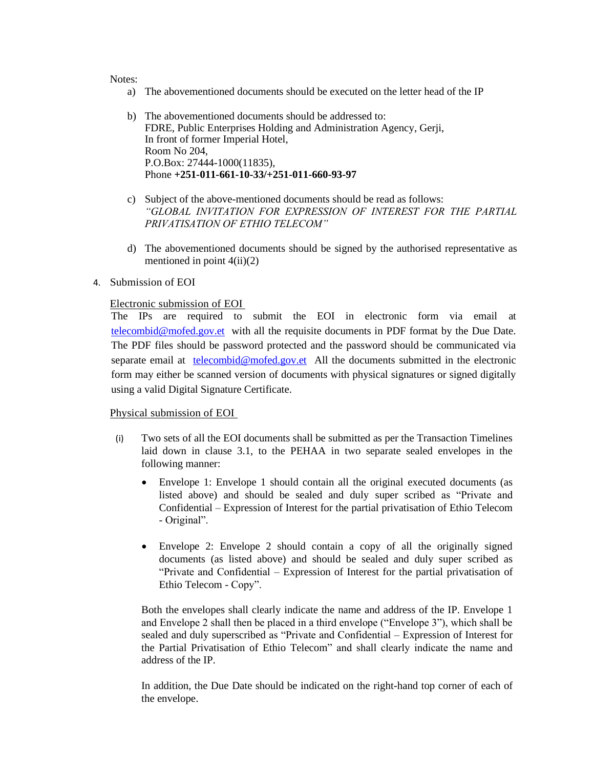Notes:

a) The abovementioned documents should be executed on the letter head of the IP

b) The abovementioned documents should be addressed to:
FDRE, Public Enterprises Holding and Administration Agency, Gerji,
In front of former Imperial Hotel,
Room No 204,
P.O.Box: 27444-1000(11835),
Phone **+251-011-661-10-33/+251-011-660-93-97**

c) Subject of the above-mentioned documents should be read as follows:
*"GLOBAL INVITATION FOR EXPRESSION OF INTEREST FOR THE PARTIAL PRIVATISATION OF ETHIO TELECOM"*

d) The abovementioned documents should be signed by the authorised representative as mentioned in point 4(ii)(2)

4. Submission of EOI

Electronic submission of EOI

The IPs are required to submit the EOI in electronic form via email at telecombid@mofed.gov.et with all the requisite documents in PDF format by the Due Date. The PDF files should be password protected and the password should be communicated via separate email at telecombid@mofed.gov.et All the documents submitted in the electronic form may either be scanned version of documents with physical signatures or signed digitally using a valid Digital Signature Certificate.

Physical submission of EOI

(i) Two sets of all the EOI documents shall be submitted as per the Transaction Timelines laid down in clause 3.1, to the PEHAA in two separate sealed envelopes in the following manner:

- Envelope 1: Envelope 1 should contain all the original executed documents (as listed above) and should be sealed and duly super scribed as "Private and Confidential – Expression of Interest for the partial privatisation of Ethio Telecom - Original".

- Envelope 2: Envelope 2 should contain a copy of all the originally signed documents (as listed above) and should be sealed and duly super scribed as "Private and Confidential – Expression of Interest for the partial privatisation of Ethio Telecom - Copy".

Both the envelopes shall clearly indicate the name and address of the IP. Envelope 1 and Envelope 2 shall then be placed in a third envelope ("Envelope 3"), which shall be sealed and duly superscribed as "Private and Confidential – Expression of Interest for the Partial Privatisation of Ethio Telecom" and shall clearly indicate the name and address of the IP.

In addition, the Due Date should be indicated on the right-hand top corner of each of the envelope.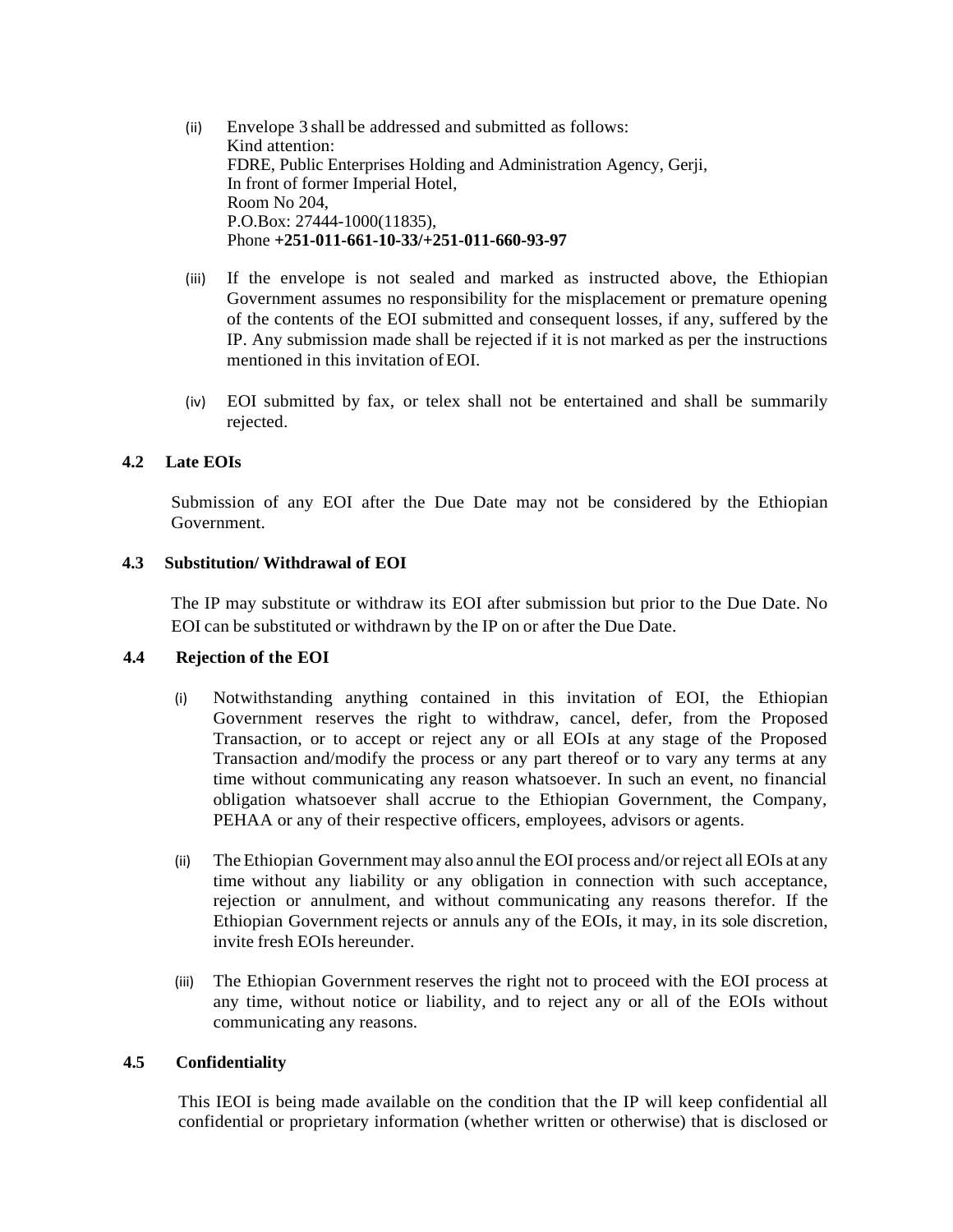(ii) Envelope 3 shall be addressed and submitted as follows:
Kind attention:
FDRE, Public Enterprises Holding and Administration Agency, Gerji,
In front of former Imperial Hotel,
Room No 204,
P.O.Box: 27444-1000(11835),
Phone **+251-011-661-10-33/+251-011-660-93-97**

(iii) If the envelope is not sealed and marked as instructed above, the Ethiopian Government assumes no responsibility for the misplacement or premature opening of the contents of the EOI submitted and consequent losses, if any, suffered by the IP. Any submission made shall be rejected if it is not marked as per the instructions mentioned in this invitation of EOI.

(iv) EOI submitted by fax, or telex shall not be entertained and shall be summarily rejected.

### 4.2 Late EOIs

Submission of any EOI after the Due Date may not be considered by the Ethiopian Government.

### 4.3 Substitution/ Withdrawal of EOI

The IP may substitute or withdraw its EOI after submission but prior to the Due Date. No EOI can be substituted or withdrawn by the IP on or after the Due Date.

### 4.4 Rejection of the EOI

(i) Notwithstanding anything contained in this invitation of EOI, the Ethiopian Government reserves the right to withdraw, cancel, defer, from the Proposed Transaction, or to accept or reject any or all EOIs at any stage of the Proposed Transaction and/modify the process or any part thereof or to vary any terms at any time without communicating any reason whatsoever. In such an event, no financial obligation whatsoever shall accrue to the Ethiopian Government, the Company, PEHAA or any of their respective officers, employees, advisors or agents.

(ii) The Ethiopian Government may also annul the EOI process and/or reject all EOIs at any time without any liability or any obligation in connection with such acceptance, rejection or annulment, and without communicating any reasons therefor. If the Ethiopian Government rejects or annuls any of the EOIs, it may, in its sole discretion, invite fresh EOIs hereunder.

(iii) The Ethiopian Government reserves the right not to proceed with the EOI process at any time, without notice or liability, and to reject any or all of the EOIs without communicating any reasons.

### 4.5 Confidentiality

This IEOI is being made available on the condition that the IP will keep confidential all confidential or proprietary information (whether written or otherwise) that is disclosed or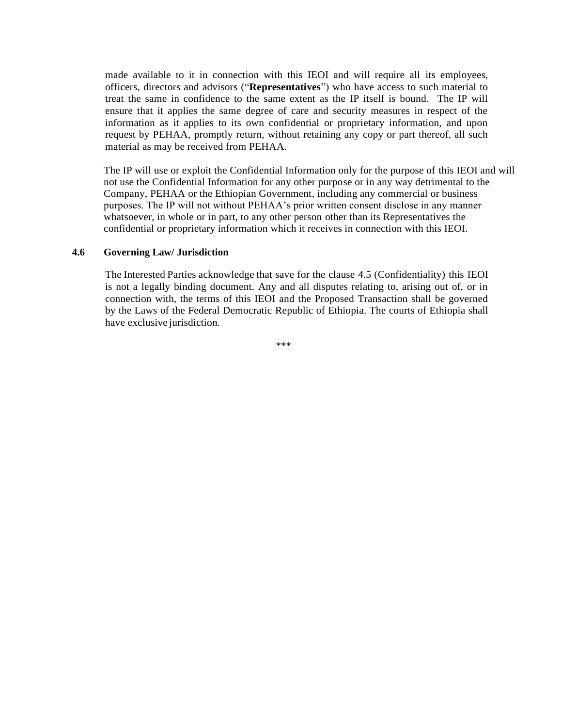made available to it in connection with this IEOI and will require all its employees, officers, directors and advisors ("**Representatives**") who have access to such material to treat the same in confidence to the same extent as the IP itself is bound. The IP will ensure that it applies the same degree of care and security measures in respect of the information as it applies to its own confidential or proprietary information, and upon request by PEHAA, promptly return, without retaining any copy or part thereof, all such material as may be received from PEHAA.

The IP will use or exploit the Confidential Information only for the purpose of this IEOI and will not use the Confidential Information for any other purpose or in any way detrimental to the Company, PEHAA or the Ethiopian Government, including any commercial or business purposes. The IP will not without PEHAA's prior written consent disclose in any manner whatsoever, in whole or in part, to any other person other than its Representatives the confidential or proprietary information which it receives in connection with this IEOI.

**4.6 Governing Law/ Jurisdiction**

The Interested Parties acknowledge that save for the clause 4.5 (Confidentiality) this IEOI is not a legally binding document. Any and all disputes relating to, arising out of, or in connection with, the terms of this IEOI and the Proposed Transaction shall be governed by the Laws of the Federal Democratic Republic of Ethiopia. The courts of Ethiopia shall have exclusive jurisdiction.

***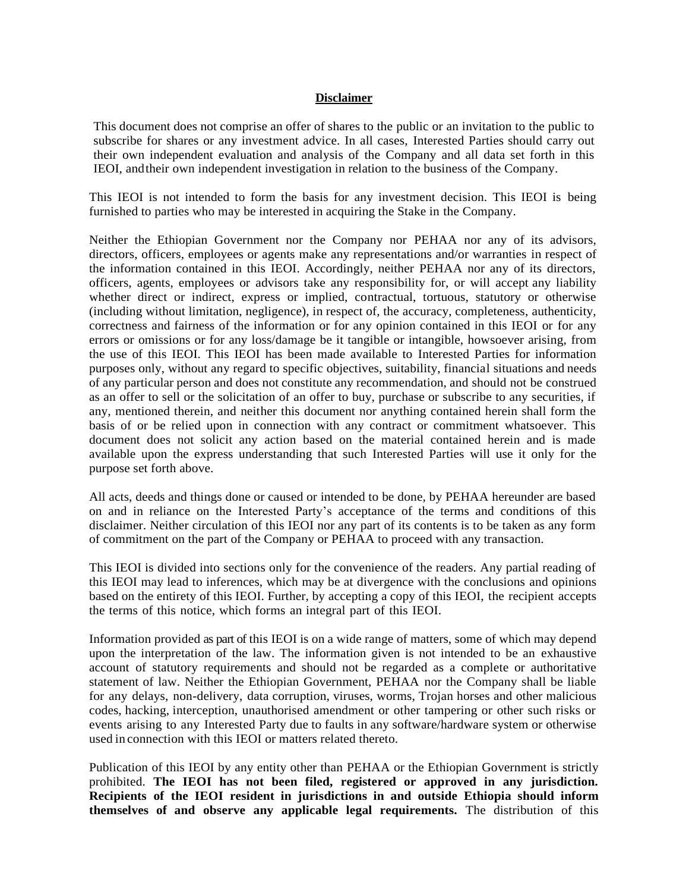**Disclaimer**

This document does not comprise an offer of shares to the public or an invitation to the public to subscribe for shares or any investment advice. In all cases, Interested Parties should carry out their own independent evaluation and analysis of the Company and all data set forth in this IEOI, and their own independent investigation in relation to the business of the Company.

This IEOI is not intended to form the basis for any investment decision. This IEOI is being furnished to parties who may be interested in acquiring the Stake in the Company.

Neither the Ethiopian Government nor the Company nor PEHAA nor any of its advisors, directors, officers, employees or agents make any representations and/or warranties in respect of the information contained in this IEOI. Accordingly, neither PEHAA nor any of its directors, officers, agents, employees or advisors take any responsibility for, or will accept any liability whether direct or indirect, express or implied, contractual, tortuous, statutory or otherwise (including without limitation, negligence), in respect of, the accuracy, completeness, authenticity, correctness and fairness of the information or for any opinion contained in this IEOI or for any errors or omissions or for any loss/damage be it tangible or intangible, howsoever arising, from the use of this IEOI. This IEOI has been made available to Interested Parties for information purposes only, without any regard to specific objectives, suitability, financial situations and needs of any particular person and does not constitute any recommendation, and should not be construed as an offer to sell or the solicitation of an offer to buy, purchase or subscribe to any securities, if any, mentioned therein, and neither this document nor anything contained herein shall form the basis of or be relied upon in connection with any contract or commitment whatsoever. This document does not solicit any action based on the material contained herein and is made available upon the express understanding that such Interested Parties will use it only for the purpose set forth above.

All acts, deeds and things done or caused or intended to be done, by PEHAA hereunder are based on and in reliance on the Interested Party's acceptance of the terms and conditions of this disclaimer. Neither circulation of this IEOI nor any part of its contents is to be taken as any form of commitment on the part of the Company or PEHAA to proceed with any transaction.

This IEOI is divided into sections only for the convenience of the readers. Any partial reading of this IEOI may lead to inferences, which may be at divergence with the conclusions and opinions based on the entirety of this IEOI. Further, by accepting a copy of this IEOI, the recipient accepts the terms of this notice, which forms an integral part of this IEOI.

Information provided as part of this IEOI is on a wide range of matters, some of which may depend upon the interpretation of the law. The information given is not intended to be an exhaustive account of statutory requirements and should not be regarded as a complete or authoritative statement of law. Neither the Ethiopian Government, PEHAA nor the Company shall be liable for any delays, non-delivery, data corruption, viruses, worms, Trojan horses and other malicious codes, hacking, interception, unauthorised amendment or other tampering or other such risks or events arising to any Interested Party due to faults in any software/hardware system or otherwise used in connection with this IEOI or matters related thereto.

Publication of this IEOI by any entity other than PEHAA or the Ethiopian Government is strictly prohibited. **The IEOI has not been filed, registered or approved in any jurisdiction. Recipients of the IEOI resident in jurisdictions in and outside Ethiopia should inform themselves of and observe any applicable legal requirements.** The distribution of this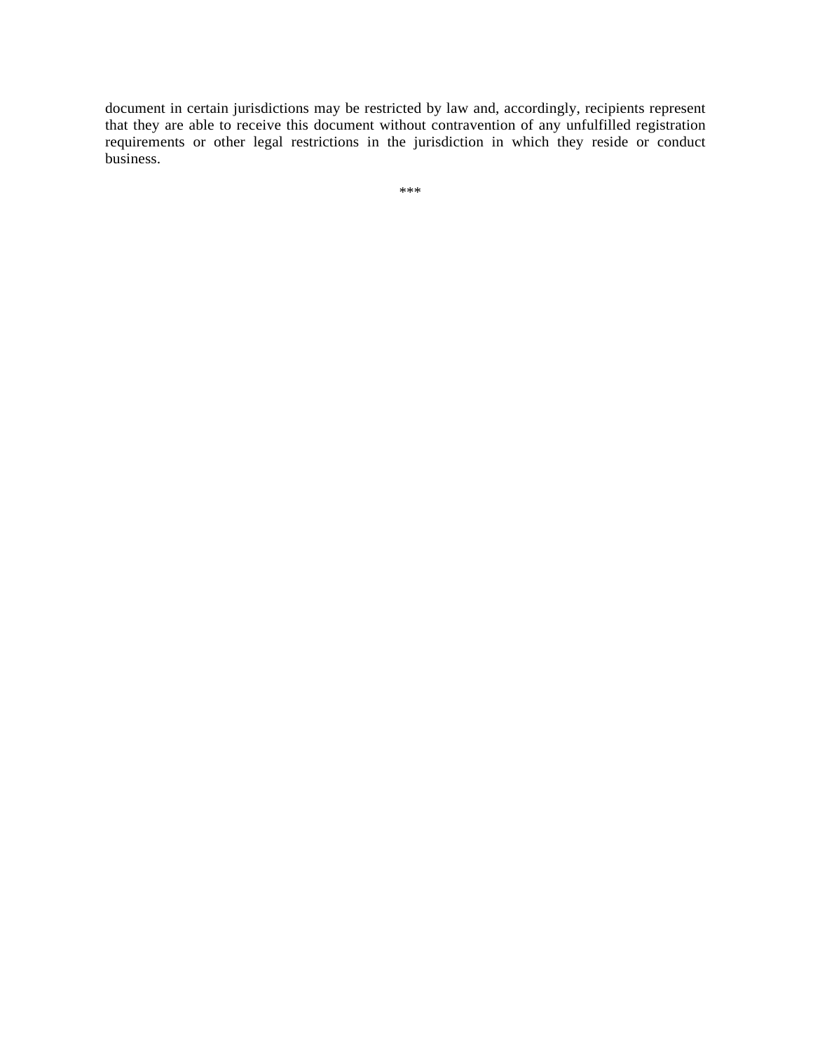document in certain jurisdictions may be restricted by law and, accordingly, recipients represent that they are able to receive this document without contravention of any unfulfilled registration requirements or other legal restrictions in the jurisdiction in which they reside or conduct business.

***